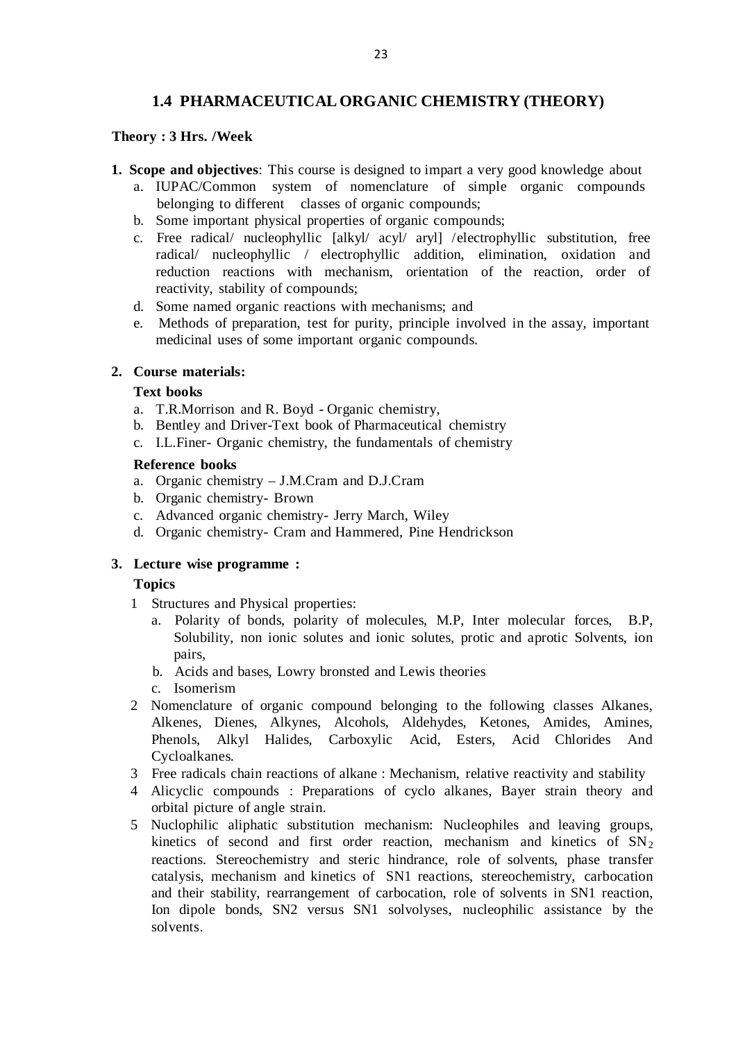## 1.4 PHARMACEUTICAL ORGANIC CHEMISTRY (THEORY)

**Theory : 3 Hrs. /Week**

1. **Scope and objectives**: This course is designed to impart a very good knowledge about
   a. IUPAC/Common system of nomenclature of simple organic compounds belonging to different classes of organic compounds;
   b. Some important physical properties of organic compounds;
   c. Free radical/ nucleophyllic [alkyl/ acyl/ aryl] /electrophyllic substitution, free radical/ nucleophyllic / electrophyllic addition, elimination, oxidation and reduction reactions with mechanism, orientation of the reaction, order of reactivity, stability of compounds;
   d. Some named organic reactions with mechanisms; and
   e. Methods of preparation, test for purity, principle involved in the assay, important medicinal uses of some important organic compounds.

2. **Course materials:**

   **Text books**
   a. T.R.Morrison and R. Boyd - Organic chemistry,
   b. Bentley and Driver-Text book of Pharmaceutical chemistry
   c. I.L.Finer- Organic chemistry, the fundamentals of chemistry

   **Reference books**
   a. Organic chemistry – J.M.Cram and D.J.Cram
   b. Organic chemistry- Brown
   c. Advanced organic chemistry- Jerry March, Wiley
   d. Organic chemistry- Cram and Hammered, Pine Hendrickson

3. **Lecture wise programme :**

   **Topics**
   1 Structures and Physical properties:
      a. Polarity of bonds, polarity of molecules, M.P, Inter molecular forces, B.P, Solubility, non ionic solutes and ionic solutes, protic and aprotic Solvents, ion pairs,
      b. Acids and bases, Lowry bronsted and Lewis theories
      c. Isomerism
   2 Nomenclature of organic compound belonging to the following classes Alkanes, Alkenes, Dienes, Alkynes, Alcohols, Aldehydes, Ketones, Amides, Amines, Phenols, Alkyl Halides, Carboxylic Acid, Esters, Acid Chlorides And Cycloalkanes.
   3 Free radicals chain reactions of alkane : Mechanism, relative reactivity and stability
   4 Alicyclic compounds : Preparations of cyclo alkanes, Bayer strain theory and orbital picture of angle strain.
   5 Nuclophilic aliphatic substitution mechanism: Nucleophiles and leaving groups, kinetics of second and first order reaction, mechanism and kinetics of $SN_2$ reactions. Stereochemistry and steric hindrance, role of solvents, phase transfer catalysis, mechanism and kinetics of SN1 reactions, stereochemistry, carbocation and their stability, rearrangement of carbocation, role of solvents in SN1 reaction, Ion dipole bonds, SN2 versus SN1 solvolyses, nucleophilic assistance by the solvents.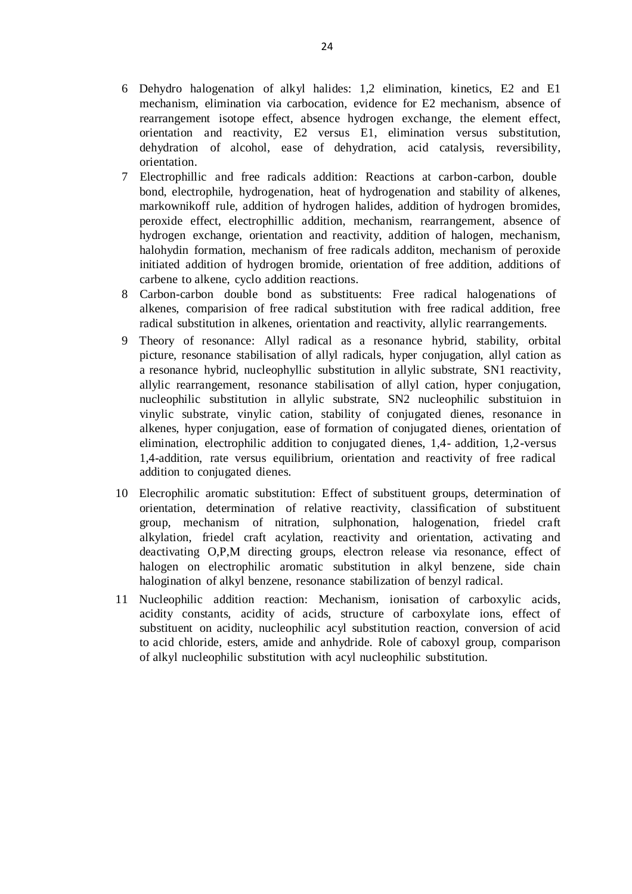6 Dehydro halogenation of alkyl halides: 1,2 elimination, kinetics, E2 and E1 mechanism, elimination via carbocation, evidence for E2 mechanism, absence of rearrangement isotope effect, absence hydrogen exchange, the element effect, orientation and reactivity, E2 versus E1, elimination versus substitution, dehydration of alcohol, ease of dehydration, acid catalysis, reversibility, orientation.

7 Electrophillic and free radicals addition: Reactions at carbon-carbon, double bond, electrophile, hydrogenation, heat of hydrogenation and stability of alkenes, markownikoff rule, addition of hydrogen halides, addition of hydrogen bromides, peroxide effect, electrophillic addition, mechanism, rearrangement, absence of hydrogen exchange, orientation and reactivity, addition of halogen, mechanism, halohydin formation, mechanism of free radicals additon, mechanism of peroxide initiated addition of hydrogen bromide, orientation of free addition, additions of carbene to alkene, cyclo addition reactions.

8 Carbon-carbon double bond as substituents: Free radical halogenations of alkenes, comparision of free radical substitution with free radical addition, free radical substitution in alkenes, orientation and reactivity, allylic rearrangements.

9 Theory of resonance: Allyl radical as a resonance hybrid, stability, orbital picture, resonance stabilisation of allyl radicals, hyper conjugation, allyl cation as a resonance hybrid, nucleophyllic substitution in allylic substrate, SN1 reactivity, allylic rearrangement, resonance stabilisation of allyl cation, hyper conjugation, nucleophilic substitution in allylic substrate, SN2 nucleophilic substituion in vinylic substrate, vinylic cation, stability of conjugated dienes, resonance in alkenes, hyper conjugation, ease of formation of conjugated dienes, orientation of elimination, electrophilic addition to conjugated dienes, 1,4- addition, 1,2-versus 1,4-addition, rate versus equilibrium, orientation and reactivity of free radical addition to conjugated dienes.

10 Elecrophilic aromatic substitution: Effect of substituent groups, determination of orientation, determination of relative reactivity, classification of substituent group, mechanism of nitration, sulphonation, halogenation, friedel craft alkylation, friedel craft acylation, reactivity and orientation, activating and deactivating O,P,M directing groups, electron release via resonance, effect of halogen on electrophilic aromatic substitution in alkyl benzene, side chain halogination of alkyl benzene, resonance stabilization of benzyl radical.

11 Nucleophilic addition reaction: Mechanism, ionisation of carboxylic acids, acidity constants, acidity of acids, structure of carboxylate ions, effect of substituent on acidity, nucleophilic acyl substitution reaction, conversion of acid to acid chloride, esters, amide and anhydride. Role of caboxyl group, comparison of alkyl nucleophilic substitution with acyl nucleophilic substitution.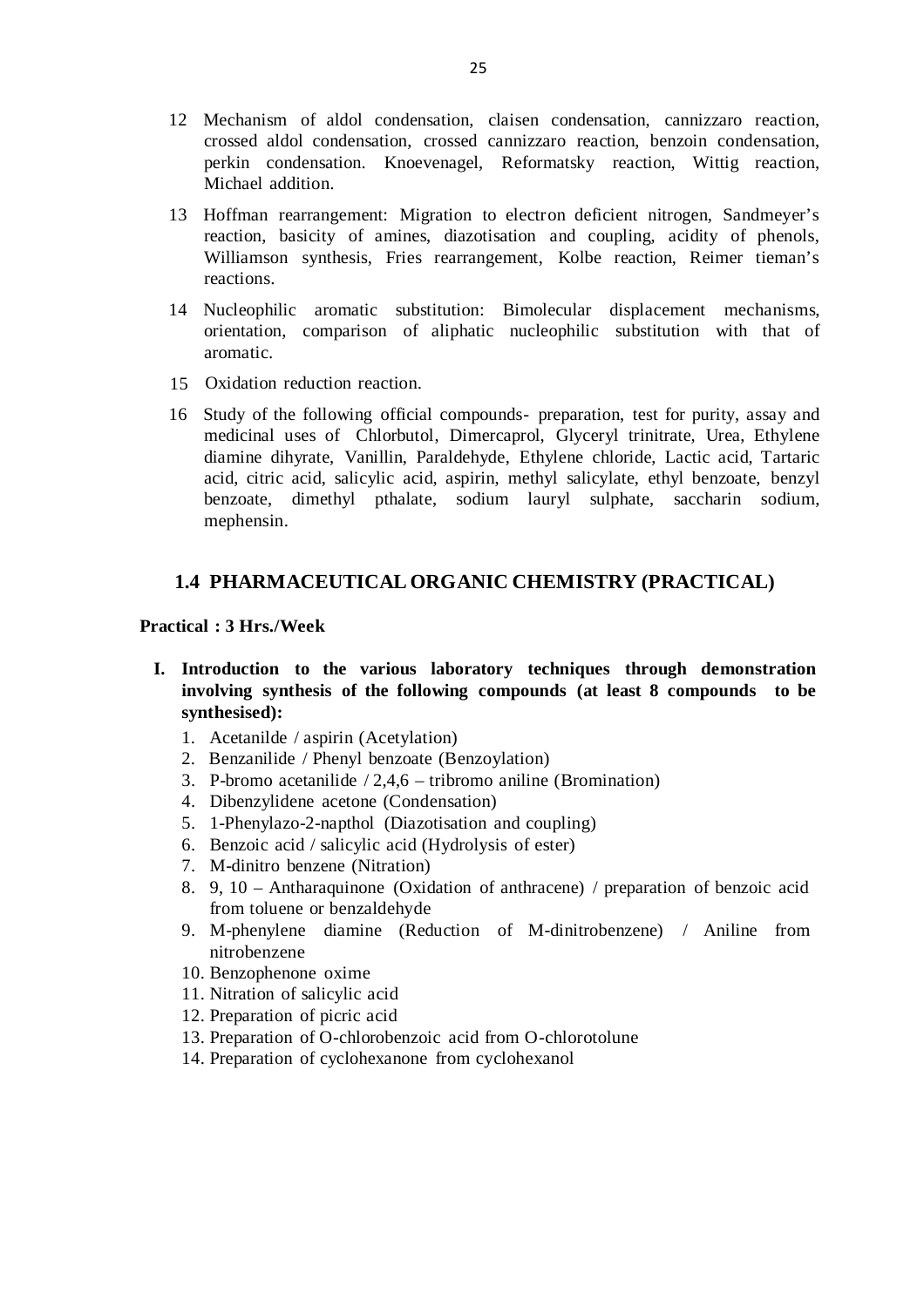12. Mechanism of aldol condensation, claisen condensation, cannizzaro reaction, crossed aldol condensation, crossed cannizzaro reaction, benzoin condensation, perkin condensation. Knoevenagel, Reformatsky reaction, Wittig reaction, Michael addition.

13. Hoffman rearrangement: Migration to electron deficient nitrogen, Sandmeyer's reaction, basicity of amines, diazotisation and coupling, acidity of phenols, Williamson synthesis, Fries rearrangement, Kolbe reaction, Reimer tieman's reactions.

14. Nucleophilic aromatic substitution: Bimolecular displacement mechanisms, orientation, comparison of aliphatic nucleophilic substitution with that of aromatic.

15. Oxidation reduction reaction.

16. Study of the following official compounds- preparation, test for purity, assay and medicinal uses of Chlorbutol, Dimercaprol, Glyceryl trinitrate, Urea, Ethylene diamine dihyrate, Vanillin, Paraldehyde, Ethylene chloride, Lactic acid, Tartaric acid, citric acid, salicylic acid, aspirin, methyl salicylate, ethyl benzoate, benzyl benzoate, dimethyl pthalate, sodium lauryl sulphate, saccharin sodium, mephensin.

## 1.4 PHARMACEUTICAL ORGANIC CHEMISTRY (PRACTICAL)

**Practical : 3 Hrs./Week**

**I. Introduction to the various laboratory techniques through demonstration involving synthesis of the following compounds (at least 8 compounds to be synthesised):**

1. Acetanilde / aspirin (Acetylation)
2. Benzanilide / Phenyl benzoate (Benzoylation)
3. P-bromo acetanilide / 2,4,6 – tribromo aniline (Bromination)
4. Dibenzylidene acetone (Condensation)
5. 1-Phenylazo-2-napthol (Diazotisation and coupling)
6. Benzoic acid / salicylic acid (Hydrolysis of ester)
7. M-dinitro benzene (Nitration)
8. 9, 10 – Antharaquinone (Oxidation of anthracene) / preparation of benzoic acid from toluene or benzaldehyde
9. M-phenylene diamine (Reduction of M-dinitrobenzene) / Aniline from nitrobenzene
10. Benzophenone oxime
11. Nitration of salicylic acid
12. Preparation of picric acid
13. Preparation of O-chlorobenzoic acid from O-chlorotolune
14. Preparation of cyclohexanone from cyclohexanol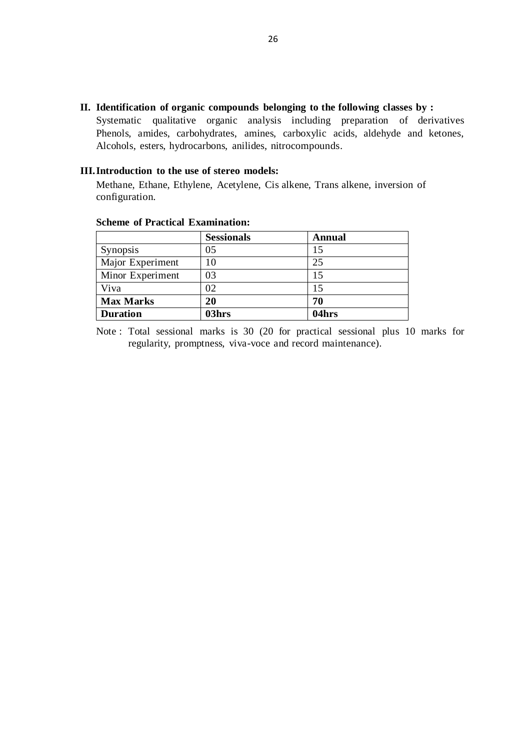**II. Identification of organic compounds belonging to the following classes by :**

Systematic qualitative organic analysis including preparation of derivatives Phenols, amides, carbohydrates, amines, carboxylic acids, aldehyde and ketones, Alcohols, esters, hydrocarbons, anilides, nitrocompounds.

**III. Introduction to the use of stereo models:**

Methane, Ethane, Ethylene, Acetylene, Cis alkene, Trans alkene, inversion of configuration.

**Scheme of Practical Examination:**

| | **Sessionals** | **Annual** |
|---|---|---|
| Synopsis | 05 | 15 |
| Major Experiment | 10 | 25 |
| Minor Experiment | 03 | 15 |
| Viva | 02 | 15 |
| **Max Marks** | **20** | **70** |
| **Duration** | **03hrs** | **04hrs** |

Note : Total sessional marks is 30 (20 for practical sessional plus 10 marks for regularity, promptness, viva-voce and record maintenance).